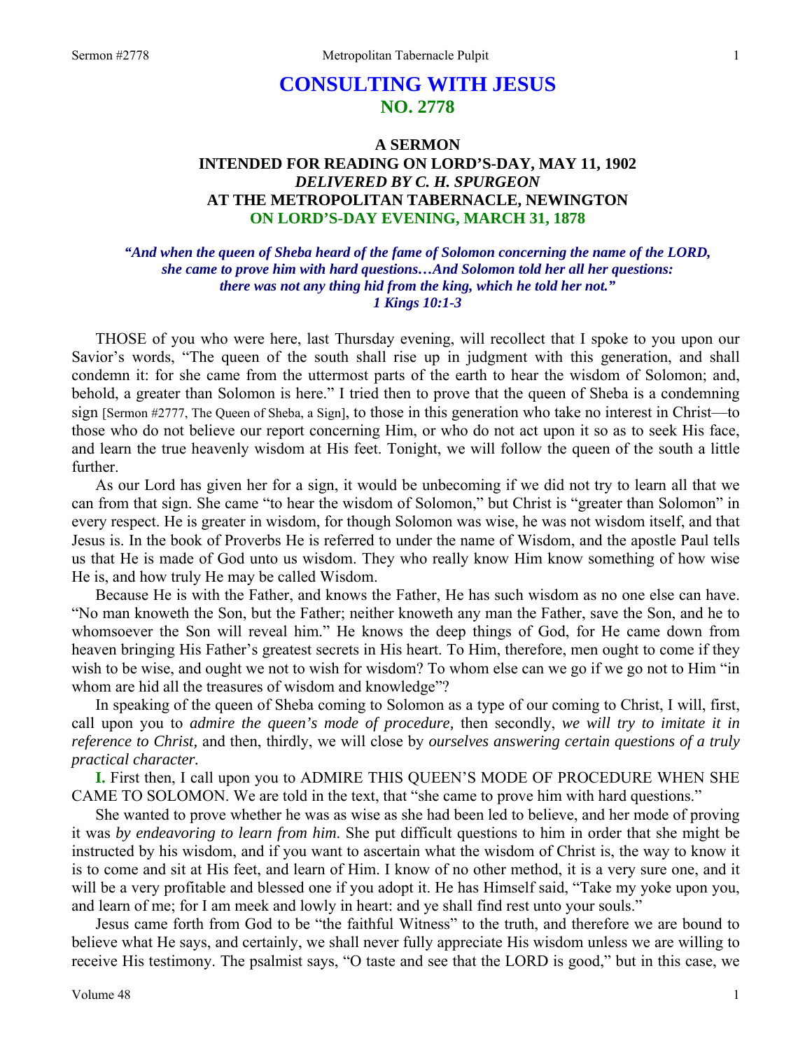# CONSULTING WITH JESUS
## NO. 2778

### A SERMON
### INTENDED FOR READING ON LORD'S-DAY, MAY 11, 1902
### *DELIVERED BY C. H. SPURGEON*
### AT THE METROPOLITAN TABERNACLE, NEWINGTON
### ON LORD'S-DAY EVENING, MARCH 31, 1878

***"And when the queen of Sheba heard of the fame of Solomon concerning the name of the LORD, she came to prove him with hard questions…And Solomon told her all her questions: there was not any thing hid from the king, which he told her not."***
***1 Kings 10:1-3***

THOSE of you who were here, last Thursday evening, will recollect that I spoke to you upon our Savior's words, "The queen of the south shall rise up in judgment with this generation, and shall condemn it: for she came from the uttermost parts of the earth to hear the wisdom of Solomon; and, behold, a greater than Solomon is here." I tried then to prove that the queen of Sheba is a condemning sign [Sermon #2777, The Queen of Sheba, a Sign], to those in this generation who take no interest in Christ—to those who do not believe our report concerning Him, or who do not act upon it so as to seek His face, and learn the true heavenly wisdom at His feet. Tonight, we will follow the queen of the south a little further.

As our Lord has given her for a sign, it would be unbecoming if we did not try to learn all that we can from that sign. She came "to hear the wisdom of Solomon," but Christ is "greater than Solomon" in every respect. He is greater in wisdom, for though Solomon was wise, he was not wisdom itself, and that Jesus is. In the book of Proverbs He is referred to under the name of Wisdom, and the apostle Paul tells us that He is made of God unto us wisdom. They who really know Him know something of how wise He is, and how truly He may be called Wisdom.

Because He is with the Father, and knows the Father, He has such wisdom as no one else can have. "No man knoweth the Son, but the Father; neither knoweth any man the Father, save the Son, and he to whomsoever the Son will reveal him." He knows the deep things of God, for He came down from heaven bringing His Father's greatest secrets in His heart. To Him, therefore, men ought to come if they wish to be wise, and ought we not to wish for wisdom? To whom else can we go if we go not to Him "in whom are hid all the treasures of wisdom and knowledge"?

In speaking of the queen of Sheba coming to Solomon as a type of our coming to Christ, I will, first, call upon you to *admire the queen's mode of procedure,* then secondly, *we will try to imitate it in reference to Christ,* and then, thirdly, we will close by *ourselves answering certain questions of a truly practical character.*

**I.** First then, I call upon you to ADMIRE THIS QUEEN'S MODE OF PROCEDURE WHEN SHE CAME TO SOLOMON. We are told in the text, that "she came to prove him with hard questions."

She wanted to prove whether he was as wise as she had been led to believe, and her mode of proving it was *by endeavoring to learn from him*. She put difficult questions to him in order that she might be instructed by his wisdom, and if you want to ascertain what the wisdom of Christ is, the way to know it is to come and sit at His feet, and learn of Him. I know of no other method, it is a very sure one, and it will be a very profitable and blessed one if you adopt it. He has Himself said, "Take my yoke upon you, and learn of me; for I am meek and lowly in heart: and ye shall find rest unto your souls."

Jesus came forth from God to be "the faithful Witness" to the truth, and therefore we are bound to believe what He says, and certainly, we shall never fully appreciate His wisdom unless we are willing to receive His testimony. The psalmist says, "O taste and see that the LORD is good," but in this case, we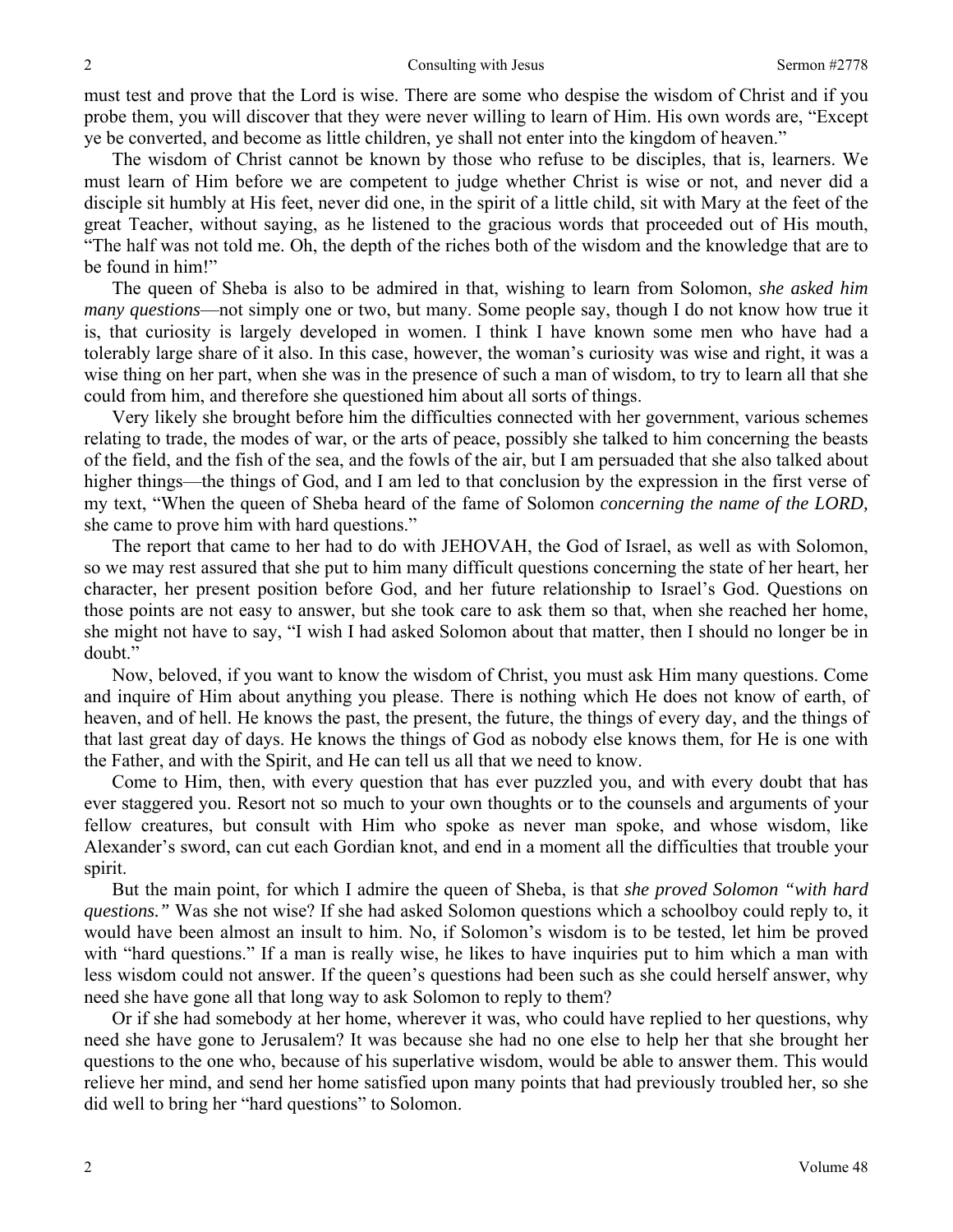must test and prove that the Lord is wise. There are some who despise the wisdom of Christ and if you probe them, you will discover that they were never willing to learn of Him. His own words are, "Except ye be converted, and become as little children, ye shall not enter into the kingdom of heaven."

The wisdom of Christ cannot be known by those who refuse to be disciples, that is, learners. We must learn of Him before we are competent to judge whether Christ is wise or not, and never did a disciple sit humbly at His feet, never did one, in the spirit of a little child, sit with Mary at the feet of the great Teacher, without saying, as he listened to the gracious words that proceeded out of His mouth, "The half was not told me. Oh, the depth of the riches both of the wisdom and the knowledge that are to be found in him!"

The queen of Sheba is also to be admired in that, wishing to learn from Solomon, *she asked him many questions*—not simply one or two, but many. Some people say, though I do not know how true it is, that curiosity is largely developed in women. I think I have known some men who have had a tolerably large share of it also. In this case, however, the woman's curiosity was wise and right, it was a wise thing on her part, when she was in the presence of such a man of wisdom, to try to learn all that she could from him, and therefore she questioned him about all sorts of things.

Very likely she brought before him the difficulties connected with her government, various schemes relating to trade, the modes of war, or the arts of peace, possibly she talked to him concerning the beasts of the field, and the fish of the sea, and the fowls of the air, but I am persuaded that she also talked about higher things—the things of God, and I am led to that conclusion by the expression in the first verse of my text, "When the queen of Sheba heard of the fame of Solomon *concerning the name of the LORD,* she came to prove him with hard questions."

The report that came to her had to do with JEHOVAH, the God of Israel, as well as with Solomon, so we may rest assured that she put to him many difficult questions concerning the state of her heart, her character, her present position before God, and her future relationship to Israel's God. Questions on those points are not easy to answer, but she took care to ask them so that, when she reached her home, she might not have to say, "I wish I had asked Solomon about that matter, then I should no longer be in doubt."

Now, beloved, if you want to know the wisdom of Christ, you must ask Him many questions. Come and inquire of Him about anything you please. There is nothing which He does not know of earth, of heaven, and of hell. He knows the past, the present, the future, the things of every day, and the things of that last great day of days. He knows the things of God as nobody else knows them, for He is one with the Father, and with the Spirit, and He can tell us all that we need to know.

Come to Him, then, with every question that has ever puzzled you, and with every doubt that has ever staggered you. Resort not so much to your own thoughts or to the counsels and arguments of your fellow creatures, but consult with Him who spoke as never man spoke, and whose wisdom, like Alexander's sword, can cut each Gordian knot, and end in a moment all the difficulties that trouble your spirit.

But the main point, for which I admire the queen of Sheba, is that *she proved Solomon "with hard questions."* Was she not wise? If she had asked Solomon questions which a schoolboy could reply to, it would have been almost an insult to him. No, if Solomon's wisdom is to be tested, let him be proved with "hard questions." If a man is really wise, he likes to have inquiries put to him which a man with less wisdom could not answer. If the queen's questions had been such as she could herself answer, why need she have gone all that long way to ask Solomon to reply to them?

Or if she had somebody at her home, wherever it was, who could have replied to her questions, why need she have gone to Jerusalem? It was because she had no one else to help her that she brought her questions to the one who, because of his superlative wisdom, would be able to answer them. This would relieve her mind, and send her home satisfied upon many points that had previously troubled her, so she did well to bring her "hard questions" to Solomon.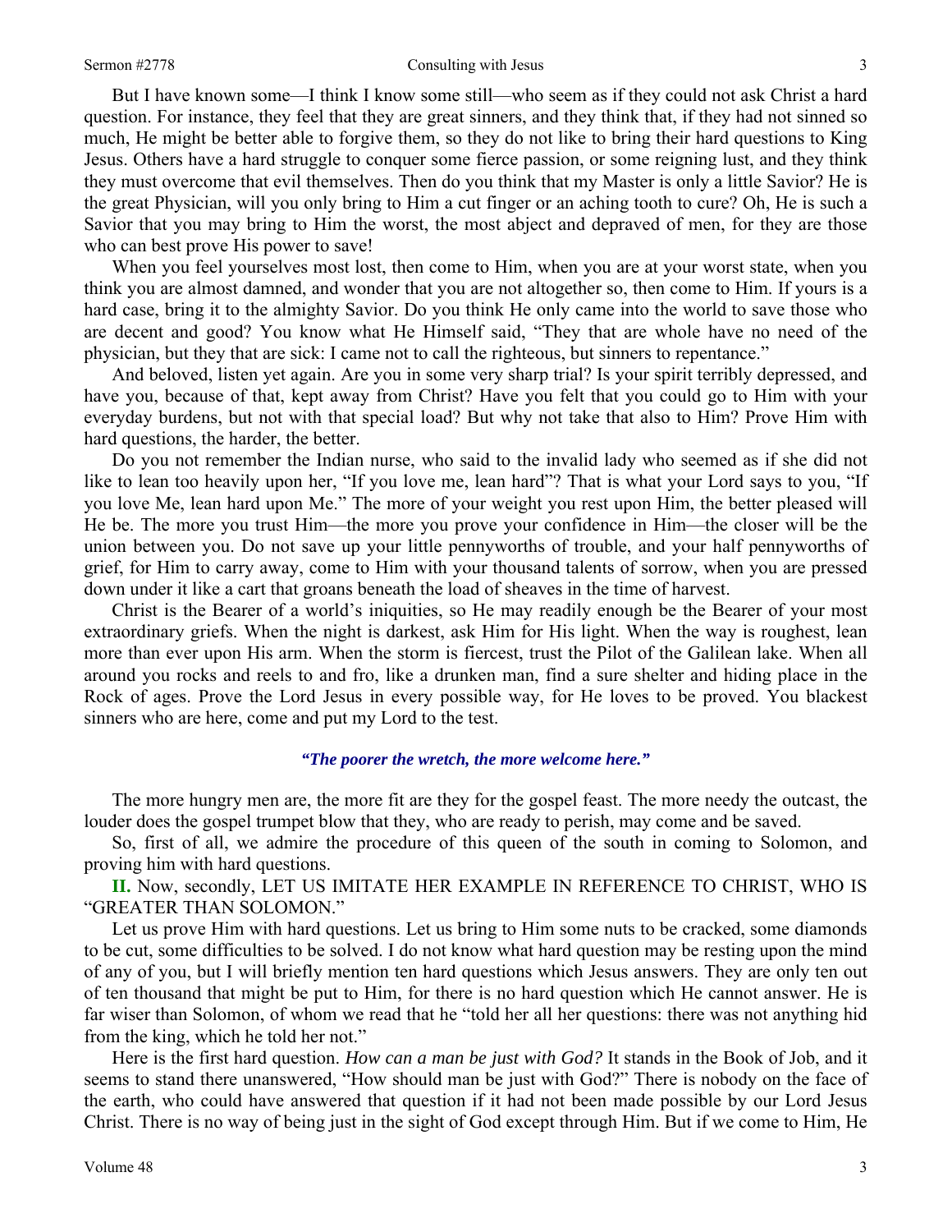But I have known some—I think I know some still—who seem as if they could not ask Christ a hard question. For instance, they feel that they are great sinners, and they think that, if they had not sinned so much, He might be better able to forgive them, so they do not like to bring their hard questions to King Jesus. Others have a hard struggle to conquer some fierce passion, or some reigning lust, and they think they must overcome that evil themselves. Then do you think that my Master is only a little Savior? He is the great Physician, will you only bring to Him a cut finger or an aching tooth to cure? Oh, He is such a Savior that you may bring to Him the worst, the most abject and depraved of men, for they are those who can best prove His power to save!

When you feel yourselves most lost, then come to Him, when you are at your worst state, when you think you are almost damned, and wonder that you are not altogether so, then come to Him. If yours is a hard case, bring it to the almighty Savior. Do you think He only came into the world to save those who are decent and good? You know what He Himself said, "They that are whole have no need of the physician, but they that are sick: I came not to call the righteous, but sinners to repentance."

And beloved, listen yet again. Are you in some very sharp trial? Is your spirit terribly depressed, and have you, because of that, kept away from Christ? Have you felt that you could go to Him with your everyday burdens, but not with that special load? But why not take that also to Him? Prove Him with hard questions, the harder, the better.

Do you not remember the Indian nurse, who said to the invalid lady who seemed as if she did not like to lean too heavily upon her, "If you love me, lean hard"? That is what your Lord says to you, "If you love Me, lean hard upon Me." The more of your weight you rest upon Him, the better pleased will He be. The more you trust Him—the more you prove your confidence in Him—the closer will be the union between you. Do not save up your little pennyworths of trouble, and your half pennyworths of grief, for Him to carry away, come to Him with your thousand talents of sorrow, when you are pressed down under it like a cart that groans beneath the load of sheaves in the time of harvest.

Christ is the Bearer of a world's iniquities, so He may readily enough be the Bearer of your most extraordinary griefs. When the night is darkest, ask Him for His light. When the way is roughest, lean more than ever upon His arm. When the storm is fiercest, trust the Pilot of the Galilean lake. When all around you rocks and reels to and fro, like a drunken man, find a sure shelter and hiding place in the Rock of ages. Prove the Lord Jesus in every possible way, for He loves to be proved. You blackest sinners who are here, come and put my Lord to the test.

***"The poorer the wretch, the more welcome here."***

The more hungry men are, the more fit are they for the gospel feast. The more needy the outcast, the louder does the gospel trumpet blow that they, who are ready to perish, may come and be saved.

So, first of all, we admire the procedure of this queen of the south in coming to Solomon, and proving him with hard questions.

**II.** Now, secondly, LET US IMITATE HER EXAMPLE IN REFERENCE TO CHRIST, WHO IS "GREATER THAN SOLOMON."

Let us prove Him with hard questions. Let us bring to Him some nuts to be cracked, some diamonds to be cut, some difficulties to be solved. I do not know what hard question may be resting upon the mind of any of you, but I will briefly mention ten hard questions which Jesus answers. They are only ten out of ten thousand that might be put to Him, for there is no hard question which He cannot answer. He is far wiser than Solomon, of whom we read that he "told her all her questions: there was not anything hid from the king, which he told her not."

Here is the first hard question. *How can a man be just with God?* It stands in the Book of Job, and it seems to stand there unanswered, "How should man be just with God?" There is nobody on the face of the earth, who could have answered that question if it had not been made possible by our Lord Jesus Christ. There is no way of being just in the sight of God except through Him. But if we come to Him, He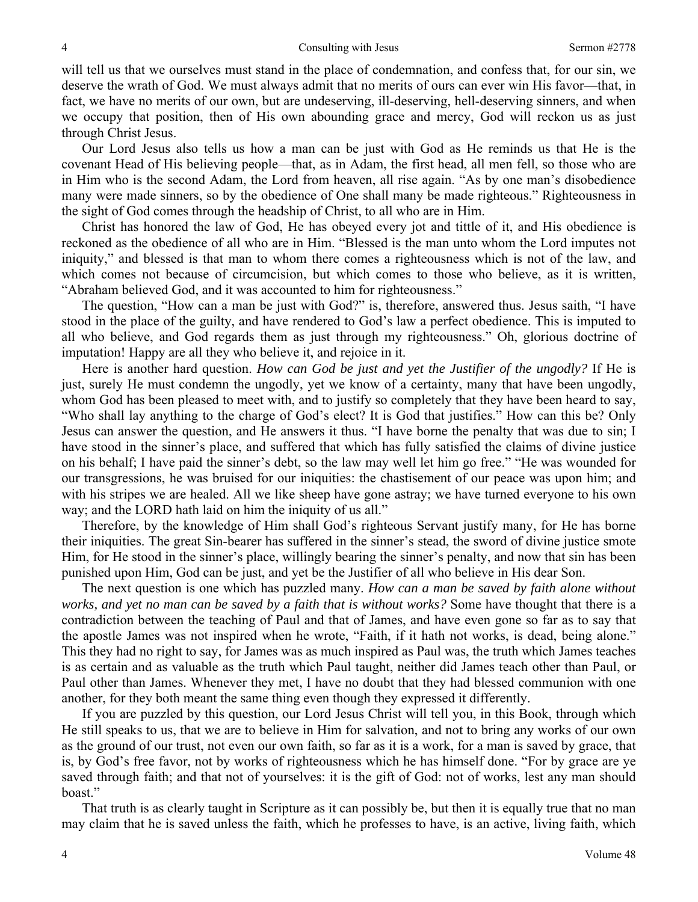will tell us that we ourselves must stand in the place of condemnation, and confess that, for our sin, we deserve the wrath of God. We must always admit that no merits of ours can ever win His favor—that, in fact, we have no merits of our own, but are undeserving, ill-deserving, hell-deserving sinners, and when we occupy that position, then of His own abounding grace and mercy, God will reckon us as just through Christ Jesus.

Our Lord Jesus also tells us how a man can be just with God as He reminds us that He is the covenant Head of His believing people—that, as in Adam, the first head, all men fell, so those who are in Him who is the second Adam, the Lord from heaven, all rise again. "As by one man's disobedience many were made sinners, so by the obedience of One shall many be made righteous." Righteousness in the sight of God comes through the headship of Christ, to all who are in Him.

Christ has honored the law of God, He has obeyed every jot and tittle of it, and His obedience is reckoned as the obedience of all who are in Him. "Blessed is the man unto whom the Lord imputes not iniquity," and blessed is that man to whom there comes a righteousness which is not of the law, and which comes not because of circumcision, but which comes to those who believe, as it is written, "Abraham believed God, and it was accounted to him for righteousness."

The question, "How can a man be just with God?" is, therefore, answered thus. Jesus saith, "I have stood in the place of the guilty, and have rendered to God's law a perfect obedience. This is imputed to all who believe, and God regards them as just through my righteousness." Oh, glorious doctrine of imputation! Happy are all they who believe it, and rejoice in it.

Here is another hard question. *How can God be just and yet the Justifier of the ungodly?* If He is just, surely He must condemn the ungodly, yet we know of a certainty, many that have been ungodly, whom God has been pleased to meet with, and to justify so completely that they have been heard to say, "Who shall lay anything to the charge of God's elect? It is God that justifies." How can this be? Only Jesus can answer the question, and He answers it thus. "I have borne the penalty that was due to sin; I have stood in the sinner's place, and suffered that which has fully satisfied the claims of divine justice on his behalf; I have paid the sinner's debt, so the law may well let him go free." "He was wounded for our transgressions, he was bruised for our iniquities: the chastisement of our peace was upon him; and with his stripes we are healed. All we like sheep have gone astray; we have turned everyone to his own way; and the LORD hath laid on him the iniquity of us all."

Therefore, by the knowledge of Him shall God's righteous Servant justify many, for He has borne their iniquities. The great Sin-bearer has suffered in the sinner's stead, the sword of divine justice smote Him, for He stood in the sinner's place, willingly bearing the sinner's penalty, and now that sin has been punished upon Him, God can be just, and yet be the Justifier of all who believe in His dear Son.

The next question is one which has puzzled many. *How can a man be saved by faith alone without works, and yet no man can be saved by a faith that is without works?* Some have thought that there is a contradiction between the teaching of Paul and that of James, and have even gone so far as to say that the apostle James was not inspired when he wrote, "Faith, if it hath not works, is dead, being alone." This they had no right to say, for James was as much inspired as Paul was, the truth which James teaches is as certain and as valuable as the truth which Paul taught, neither did James teach other than Paul, or Paul other than James. Whenever they met, I have no doubt that they had blessed communion with one another, for they both meant the same thing even though they expressed it differently.

If you are puzzled by this question, our Lord Jesus Christ will tell you, in this Book, through which He still speaks to us, that we are to believe in Him for salvation, and not to bring any works of our own as the ground of our trust, not even our own faith, so far as it is a work, for a man is saved by grace, that is, by God's free favor, not by works of righteousness which he has himself done. "For by grace are ye saved through faith; and that not of yourselves: it is the gift of God: not of works, lest any man should boast."

That truth is as clearly taught in Scripture as it can possibly be, but then it is equally true that no man may claim that he is saved unless the faith, which he professes to have, is an active, living faith, which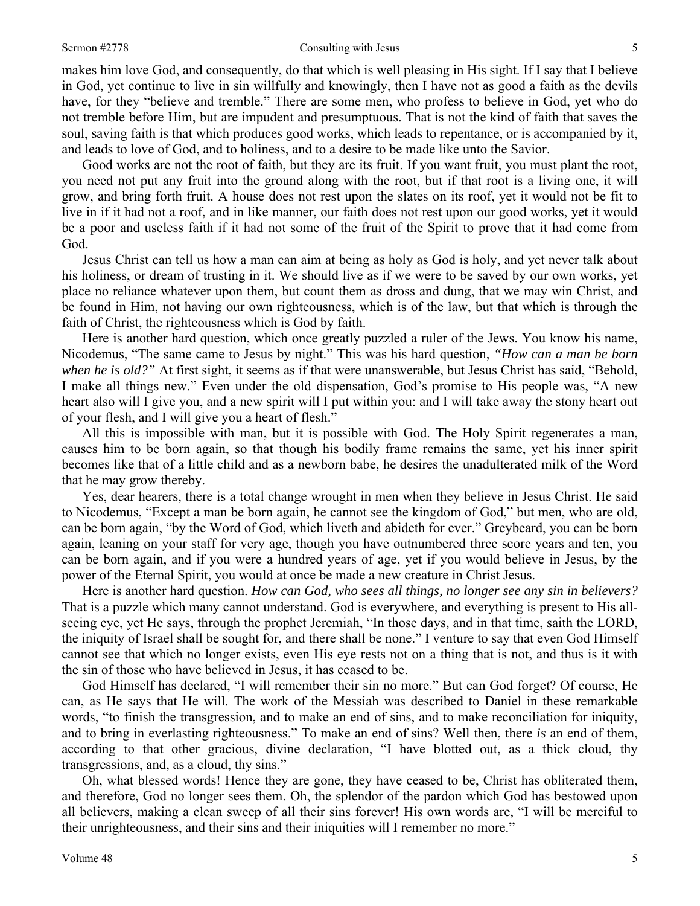makes him love God, and consequently, do that which is well pleasing in His sight. If I say that I believe in God, yet continue to live in sin willfully and knowingly, then I have not as good a faith as the devils have, for they "believe and tremble." There are some men, who profess to believe in God, yet who do not tremble before Him, but are impudent and presumptuous. That is not the kind of faith that saves the soul, saving faith is that which produces good works, which leads to repentance, or is accompanied by it, and leads to love of God, and to holiness, and to a desire to be made like unto the Savior.

Good works are not the root of faith, but they are its fruit. If you want fruit, you must plant the root, you need not put any fruit into the ground along with the root, but if that root is a living one, it will grow, and bring forth fruit. A house does not rest upon the slates on its roof, yet it would not be fit to live in if it had not a roof, and in like manner, our faith does not rest upon our good works, yet it would be a poor and useless faith if it had not some of the fruit of the Spirit to prove that it had come from God.

Jesus Christ can tell us how a man can aim at being as holy as God is holy, and yet never talk about his holiness, or dream of trusting in it. We should live as if we were to be saved by our own works, yet place no reliance whatever upon them, but count them as dross and dung, that we may win Christ, and be found in Him, not having our own righteousness, which is of the law, but that which is through the faith of Christ, the righteousness which is God by faith.

Here is another hard question, which once greatly puzzled a ruler of the Jews. You know his name, Nicodemus, "The same came to Jesus by night." This was his hard question, *"How can a man be born when he is old?"* At first sight, it seems as if that were unanswerable, but Jesus Christ has said, "Behold, I make all things new." Even under the old dispensation, God's promise to His people was, "A new heart also will I give you, and a new spirit will I put within you: and I will take away the stony heart out of your flesh, and I will give you a heart of flesh."

All this is impossible with man, but it is possible with God. The Holy Spirit regenerates a man, causes him to be born again, so that though his bodily frame remains the same, yet his inner spirit becomes like that of a little child and as a newborn babe, he desires the unadulterated milk of the Word that he may grow thereby.

Yes, dear hearers, there is a total change wrought in men when they believe in Jesus Christ. He said to Nicodemus, "Except a man be born again, he cannot see the kingdom of God," but men, who are old, can be born again, "by the Word of God, which liveth and abideth for ever." Greybeard, you can be born again, leaning on your staff for very age, though you have outnumbered three score years and ten, you can be born again, and if you were a hundred years of age, yet if you would believe in Jesus, by the power of the Eternal Spirit, you would at once be made a new creature in Christ Jesus.

Here is another hard question. *How can God, who sees all things, no longer see any sin in believers?* That is a puzzle which many cannot understand. God is everywhere, and everything is present to His all-seeing eye, yet He says, through the prophet Jeremiah, "In those days, and in that time, saith the LORD, the iniquity of Israel shall be sought for, and there shall be none." I venture to say that even God Himself cannot see that which no longer exists, even His eye rests not on a thing that is not, and thus is it with the sin of those who have believed in Jesus, it has ceased to be.

God Himself has declared, "I will remember their sin no more." But can God forget? Of course, He can, as He says that He will. The work of the Messiah was described to Daniel in these remarkable words, "to finish the transgression, and to make an end of sins, and to make reconciliation for iniquity, and to bring in everlasting righteousness." To make an end of sins? Well then, there *is* an end of them, according to that other gracious, divine declaration, "I have blotted out, as a thick cloud, thy transgressions, and, as a cloud, thy sins."

Oh, what blessed words! Hence they are gone, they have ceased to be, Christ has obliterated them, and therefore, God no longer sees them. Oh, the splendor of the pardon which God has bestowed upon all believers, making a clean sweep of all their sins forever! His own words are, "I will be merciful to their unrighteousness, and their sins and their iniquities will I remember no more."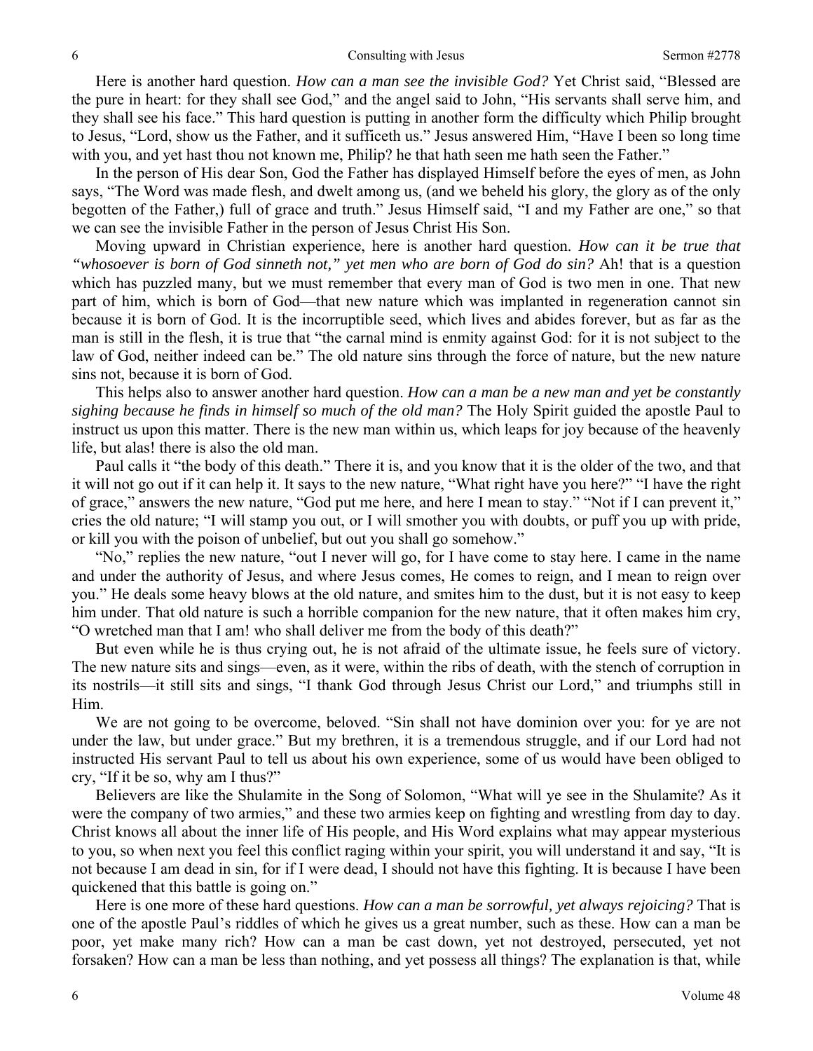Here is another hard question. *How can a man see the invisible God?* Yet Christ said, "Blessed are the pure in heart: for they shall see God," and the angel said to John, "His servants shall serve him, and they shall see his face." This hard question is putting in another form the difficulty which Philip brought to Jesus, "Lord, show us the Father, and it sufficeth us." Jesus answered Him, "Have I been so long time with you, and yet hast thou not known me, Philip? he that hath seen me hath seen the Father."

In the person of His dear Son, God the Father has displayed Himself before the eyes of men, as John says, "The Word was made flesh, and dwelt among us, (and we beheld his glory, the glory as of the only begotten of the Father,) full of grace and truth." Jesus Himself said, "I and my Father are one," so that we can see the invisible Father in the person of Jesus Christ His Son.

Moving upward in Christian experience, here is another hard question. *How can it be true that "whosoever is born of God sinneth not," yet men who are born of God do sin?* Ah! that is a question which has puzzled many, but we must remember that every man of God is two men in one. That new part of him, which is born of God—that new nature which was implanted in regeneration cannot sin because it is born of God. It is the incorruptible seed, which lives and abides forever, but as far as the man is still in the flesh, it is true that "the carnal mind is enmity against God: for it is not subject to the law of God, neither indeed can be." The old nature sins through the force of nature, but the new nature sins not, because it is born of God.

This helps also to answer another hard question. *How can a man be a new man and yet be constantly sighing because he finds in himself so much of the old man?* The Holy Spirit guided the apostle Paul to instruct us upon this matter. There is the new man within us, which leaps for joy because of the heavenly life, but alas! there is also the old man.

Paul calls it "the body of this death." There it is, and you know that it is the older of the two, and that it will not go out if it can help it. It says to the new nature, "What right have you here?" "I have the right of grace," answers the new nature, "God put me here, and here I mean to stay." "Not if I can prevent it," cries the old nature; "I will stamp you out, or I will smother you with doubts, or puff you up with pride, or kill you with the poison of unbelief, but out you shall go somehow."

"No," replies the new nature, "out I never will go, for I have come to stay here. I came in the name and under the authority of Jesus, and where Jesus comes, He comes to reign, and I mean to reign over you." He deals some heavy blows at the old nature, and smites him to the dust, but it is not easy to keep him under. That old nature is such a horrible companion for the new nature, that it often makes him cry, "O wretched man that I am! who shall deliver me from the body of this death?"

But even while he is thus crying out, he is not afraid of the ultimate issue, he feels sure of victory. The new nature sits and sings—even, as it were, within the ribs of death, with the stench of corruption in its nostrils—it still sits and sings, "I thank God through Jesus Christ our Lord," and triumphs still in Him.

We are not going to be overcome, beloved. "Sin shall not have dominion over you: for ye are not under the law, but under grace." But my brethren, it is a tremendous struggle, and if our Lord had not instructed His servant Paul to tell us about his own experience, some of us would have been obliged to cry, "If it be so, why am I thus?"

Believers are like the Shulamite in the Song of Solomon, "What will ye see in the Shulamite? As it were the company of two armies," and these two armies keep on fighting and wrestling from day to day. Christ knows all about the inner life of His people, and His Word explains what may appear mysterious to you, so when next you feel this conflict raging within your spirit, you will understand it and say, "It is not because I am dead in sin, for if I were dead, I should not have this fighting. It is because I have been quickened that this battle is going on."

Here is one more of these hard questions. *How can a man be sorrowful, yet always rejoicing?* That is one of the apostle Paul's riddles of which he gives us a great number, such as these. How can a man be poor, yet make many rich? How can a man be cast down, yet not destroyed, persecuted, yet not forsaken? How can a man be less than nothing, and yet possess all things? The explanation is that, while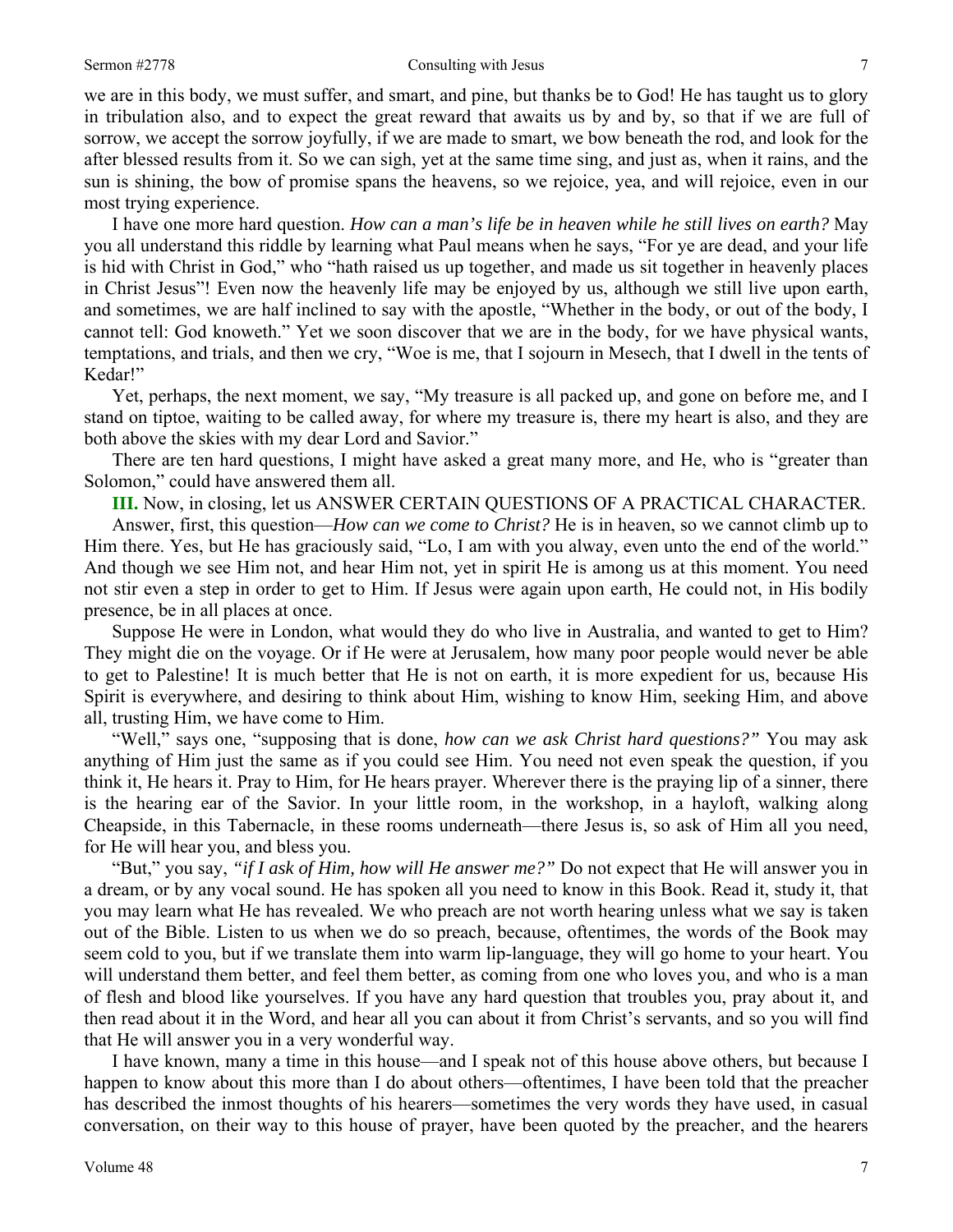we are in this body, we must suffer, and smart, and pine, but thanks be to God! He has taught us to glory in tribulation also, and to expect the great reward that awaits us by and by, so that if we are full of sorrow, we accept the sorrow joyfully, if we are made to smart, we bow beneath the rod, and look for the after blessed results from it. So we can sigh, yet at the same time sing, and just as, when it rains, and the sun is shining, the bow of promise spans the heavens, so we rejoice, yea, and will rejoice, even in our most trying experience.

I have one more hard question. *How can a man's life be in heaven while he still lives on earth?* May you all understand this riddle by learning what Paul means when he says, "For ye are dead, and your life is hid with Christ in God," who "hath raised us up together, and made us sit together in heavenly places in Christ Jesus"! Even now the heavenly life may be enjoyed by us, although we still live upon earth, and sometimes, we are half inclined to say with the apostle, "Whether in the body, or out of the body, I cannot tell: God knoweth." Yet we soon discover that we are in the body, for we have physical wants, temptations, and trials, and then we cry, "Woe is me, that I sojourn in Mesech, that I dwell in the tents of Kedar!"

Yet, perhaps, the next moment, we say, "My treasure is all packed up, and gone on before me, and I stand on tiptoe, waiting to be called away, for where my treasure is, there my heart is also, and they are both above the skies with my dear Lord and Savior."

There are ten hard questions, I might have asked a great many more, and He, who is "greater than Solomon," could have answered them all.

**III.** Now, in closing, let us ANSWER CERTAIN QUESTIONS OF A PRACTICAL CHARACTER.

Answer, first, this question—*How can we come to Christ?* He is in heaven, so we cannot climb up to Him there. Yes, but He has graciously said, "Lo, I am with you alway, even unto the end of the world." And though we see Him not, and hear Him not, yet in spirit He is among us at this moment. You need not stir even a step in order to get to Him. If Jesus were again upon earth, He could not, in His bodily presence, be in all places at once.

Suppose He were in London, what would they do who live in Australia, and wanted to get to Him? They might die on the voyage. Or if He were at Jerusalem, how many poor people would never be able to get to Palestine! It is much better that He is not on earth, it is more expedient for us, because His Spirit is everywhere, and desiring to think about Him, wishing to know Him, seeking Him, and above all, trusting Him, we have come to Him.

"Well," says one, "supposing that is done, *how can we ask Christ hard questions?"* You may ask anything of Him just the same as if you could see Him. You need not even speak the question, if you think it, He hears it. Pray to Him, for He hears prayer. Wherever there is the praying lip of a sinner, there is the hearing ear of the Savior. In your little room, in the workshop, in a hayloft, walking along Cheapside, in this Tabernacle, in these rooms underneath—there Jesus is, so ask of Him all you need, for He will hear you, and bless you.

"But," you say, *"if I ask of Him, how will He answer me?"* Do not expect that He will answer you in a dream, or by any vocal sound. He has spoken all you need to know in this Book. Read it, study it, that you may learn what He has revealed. We who preach are not worth hearing unless what we say is taken out of the Bible. Listen to us when we do so preach, because, oftentimes, the words of the Book may seem cold to you, but if we translate them into warm lip-language, they will go home to your heart. You will understand them better, and feel them better, as coming from one who loves you, and who is a man of flesh and blood like yourselves. If you have any hard question that troubles you, pray about it, and then read about it in the Word, and hear all you can about it from Christ's servants, and so you will find that He will answer you in a very wonderful way.

I have known, many a time in this house—and I speak not of this house above others, but because I happen to know about this more than I do about others—oftentimes, I have been told that the preacher has described the inmost thoughts of his hearers—sometimes the very words they have used, in casual conversation, on their way to this house of prayer, have been quoted by the preacher, and the hearers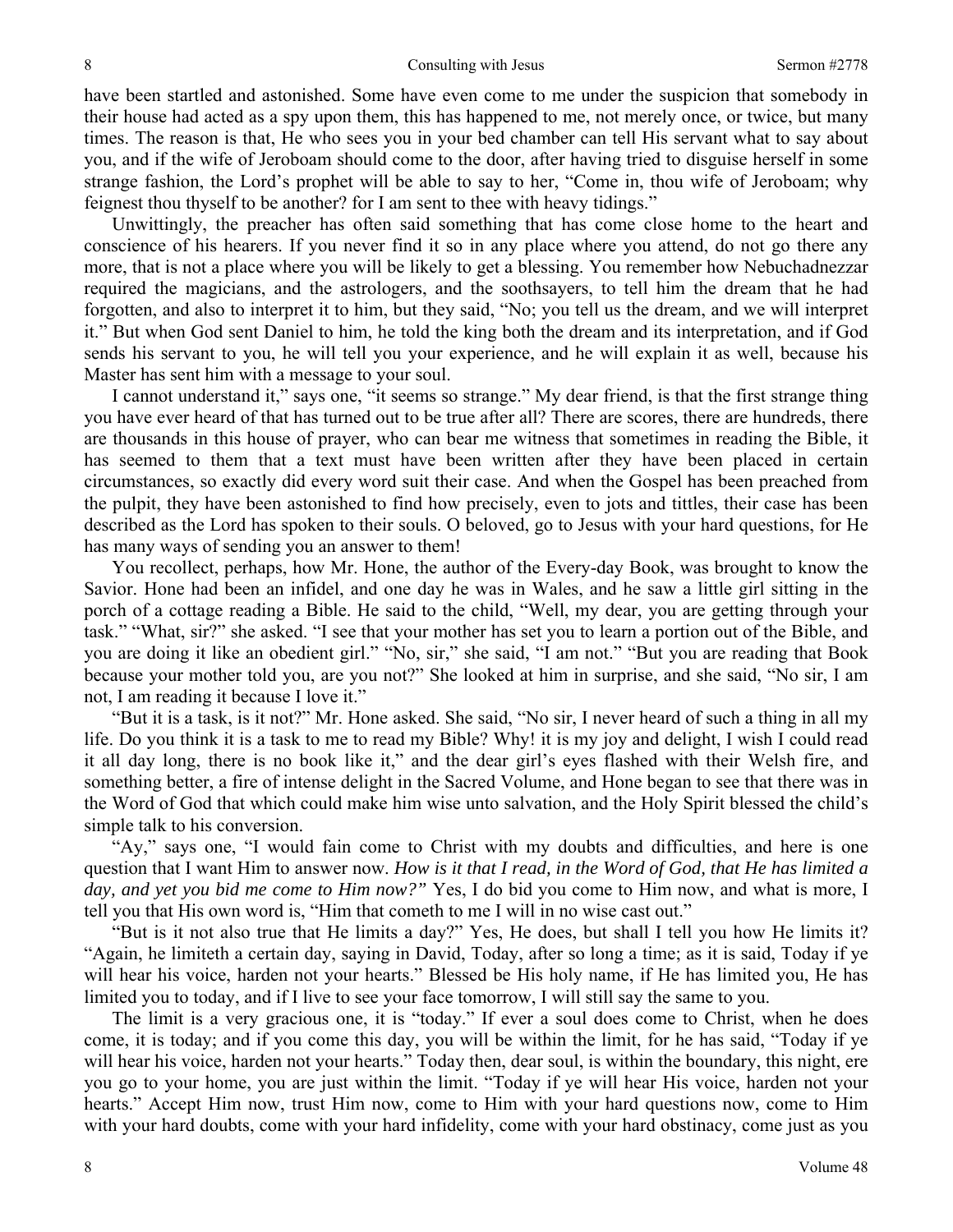have been startled and astonished. Some have even come to me under the suspicion that somebody in their house had acted as a spy upon them, this has happened to me, not merely once, or twice, but many times. The reason is that, He who sees you in your bed chamber can tell His servant what to say about you, and if the wife of Jeroboam should come to the door, after having tried to disguise herself in some strange fashion, the Lord's prophet will be able to say to her, "Come in, thou wife of Jeroboam; why feignest thou thyself to be another? for I am sent to thee with heavy tidings."

Unwittingly, the preacher has often said something that has come close home to the heart and conscience of his hearers. If you never find it so in any place where you attend, do not go there any more, that is not a place where you will be likely to get a blessing. You remember how Nebuchadnezzar required the magicians, and the astrologers, and the soothsayers, to tell him the dream that he had forgotten, and also to interpret it to him, but they said, "No; you tell us the dream, and we will interpret it." But when God sent Daniel to him, he told the king both the dream and its interpretation, and if God sends his servant to you, he will tell you your experience, and he will explain it as well, because his Master has sent him with a message to your soul.

I cannot understand it," says one, "it seems so strange." My dear friend, is that the first strange thing you have ever heard of that has turned out to be true after all? There are scores, there are hundreds, there are thousands in this house of prayer, who can bear me witness that sometimes in reading the Bible, it has seemed to them that a text must have been written after they have been placed in certain circumstances, so exactly did every word suit their case. And when the Gospel has been preached from the pulpit, they have been astonished to find how precisely, even to jots and tittles, their case has been described as the Lord has spoken to their souls. O beloved, go to Jesus with your hard questions, for He has many ways of sending you an answer to them!

You recollect, perhaps, how Mr. Hone, the author of the Every-day Book, was brought to know the Savior. Hone had been an infidel, and one day he was in Wales, and he saw a little girl sitting in the porch of a cottage reading a Bible. He said to the child, "Well, my dear, you are getting through your task." "What, sir?" she asked. "I see that your mother has set you to learn a portion out of the Bible, and you are doing it like an obedient girl." "No, sir," she said, "I am not." "But you are reading that Book because your mother told you, are you not?" She looked at him in surprise, and she said, "No sir, I am not, I am reading it because I love it."

"But it is a task, is it not?" Mr. Hone asked. She said, "No sir, I never heard of such a thing in all my life. Do you think it is a task to me to read my Bible? Why! it is my joy and delight, I wish I could read it all day long, there is no book like it," and the dear girl's eyes flashed with their Welsh fire, and something better, a fire of intense delight in the Sacred Volume, and Hone began to see that there was in the Word of God that which could make him wise unto salvation, and the Holy Spirit blessed the child's simple talk to his conversion.

"Ay," says one, "I would fain come to Christ with my doubts and difficulties, and here is one question that I want Him to answer now. *How is it that I read, in the Word of God, that He has limited a day, and yet you bid me come to Him now?"* Yes, I do bid you come to Him now, and what is more, I tell you that His own word is, "Him that cometh to me I will in no wise cast out."

"But is it not also true that He limits a day?" Yes, He does, but shall I tell you how He limits it? "Again, he limiteth a certain day, saying in David, Today, after so long a time; as it is said, Today if ye will hear his voice, harden not your hearts." Blessed be His holy name, if He has limited you, He has limited you to today, and if I live to see your face tomorrow, I will still say the same to you.

The limit is a very gracious one, it is "today." If ever a soul does come to Christ, when he does come, it is today; and if you come this day, you will be within the limit, for he has said, "Today if ye will hear his voice, harden not your hearts." Today then, dear soul, is within the boundary, this night, ere you go to your home, you are just within the limit. "Today if ye will hear His voice, harden not your hearts." Accept Him now, trust Him now, come to Him with your hard questions now, come to Him with your hard doubts, come with your hard infidelity, come with your hard obstinacy, come just as you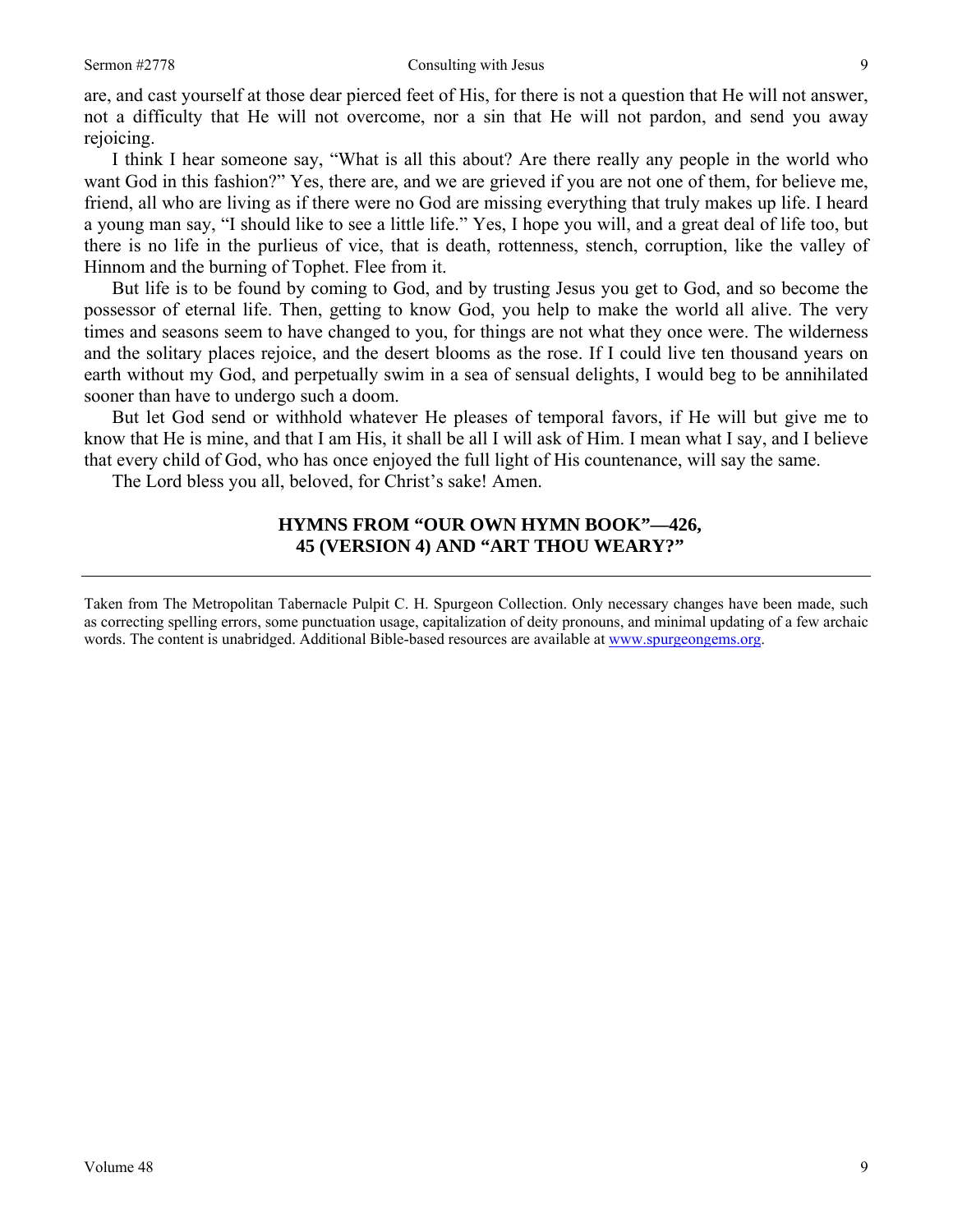are, and cast yourself at those dear pierced feet of His, for there is not a question that He will not answer, not a difficulty that He will not overcome, nor a sin that He will not pardon, and send you away rejoicing.

I think I hear someone say, "What is all this about? Are there really any people in the world who want God in this fashion?" Yes, there are, and we are grieved if you are not one of them, for believe me, friend, all who are living as if there were no God are missing everything that truly makes up life. I heard a young man say, "I should like to see a little life." Yes, I hope you will, and a great deal of life too, but there is no life in the purlieus of vice, that is death, rottenness, stench, corruption, like the valley of Hinnom and the burning of Tophet. Flee from it.

But life is to be found by coming to God, and by trusting Jesus you get to God, and so become the possessor of eternal life. Then, getting to know God, you help to make the world all alive. The very times and seasons seem to have changed to you, for things are not what they once were. The wilderness and the solitary places rejoice, and the desert blooms as the rose. If I could live ten thousand years on earth without my God, and perpetually swim in a sea of sensual delights, I would beg to be annihilated sooner than have to undergo such a doom.

But let God send or withhold whatever He pleases of temporal favors, if He will but give me to know that He is mine, and that I am His, it shall be all I will ask of Him. I mean what I say, and I believe that every child of God, who has once enjoyed the full light of His countenance, will say the same.

The Lord bless you all, beloved, for Christ's sake! Amen.

**HYMNS FROM "OUR OWN HYMN BOOK"—426, 45 (VERSION 4) AND "ART THOU WEARY?"**

---

Taken from The Metropolitan Tabernacle Pulpit C. H. Spurgeon Collection. Only necessary changes have been made, such as correcting spelling errors, some punctuation usage, capitalization of deity pronouns, and minimal updating of a few archaic words. The content is unabridged. Additional Bible-based resources are available at www.spurgeongems.org.